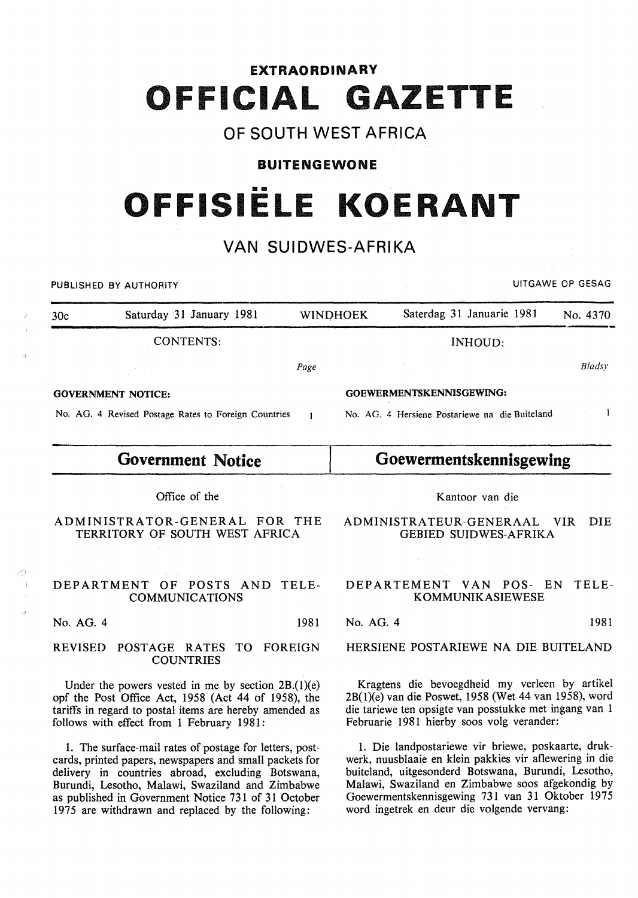**EXTRAORDINARY**

# OFFICIAL GAZETTE

## OF SOUTH WEST AFRICA

**BUITENGEWONE**

# OFFISIËLE KOERANT

## VAN SUIDWES-AFRIKA

PUBLISHED BY AUTHORITY — UITGAWE OP GESAG

30c — Saturday 31 January 1981 — WINDHOEK — Saterdag 31 Januarie 1981 — No. 4370

| CONTENTS: | Page | INHOUD: | Bladsy |
|---|---|---|---|
| **GOVERNMENT NOTICE:** | | **GOEWERMENTSKENNISGEWING:** | |
| No. AG. 4 Revised Postage Rates to Foreign Countries | 1 | No. AG. 4 Hersiene Postariewe na die Buiteland | 1 |

## Government Notice

Office of the

ADMINISTRATOR-GENERAL FOR THE TERRITORY OF SOUTH WEST AFRICA

DEPARTMENT OF POSTS AND TELECOMMUNICATIONS

No. AG. 4 — 1981

REVISED POSTAGE RATES TO FOREIGN COUNTRIES

Under the powers vested in me by section 2B.(1)(e) opf the Post Office Act, 1958 (Act 44 of 1958), the tariffs in regard to postal items are hereby amended as follows with effect from 1 February 1981:

1. The surface-mail rates of postage for letters, postcards, printed papers, newspapers and small packets for delivery in countries abroad, excluding Botswana, Burundi, Lesotho, Malawi, Swaziland and Zimbabwe as published in Government Notice 731 of 31 October 1975 are withdrawn and replaced by the following:

## Goewermentskennisgewing

Kantoor van die

ADMINISTRATEUR-GENERAAL VIR DIE GEBIED SUIDWES-AFRIKA

DEPARTEMENT VAN POS- EN TELEKOMMUNIKASIEWESE

No. AG. 4 — 1981

HERSIENE POSTARIEWE NA DIE BUITELAND

Kragtens die bevoegdheid my verleen by artikel 2B(1)(e) van die Poswet, 1958 (Wet 44 van 1958), word die tariewe ten opsigte van posstukke met ingang van 1 Februarie 1981 hierby soos volg verander:

1. Die landpostariewe vir briewe, poskaarte, drukwerk, nuusblaaie en klein pakkies vir aflewering in die buiteland, uitgesonderd Botswana, Burundi, Lesotho, Malawi, Swaziland en Zimbabwe soos afgekondig by Goewermentskennisgewing 731 van 31 Oktober 1975 word ingetrek en deur die volgende vervang: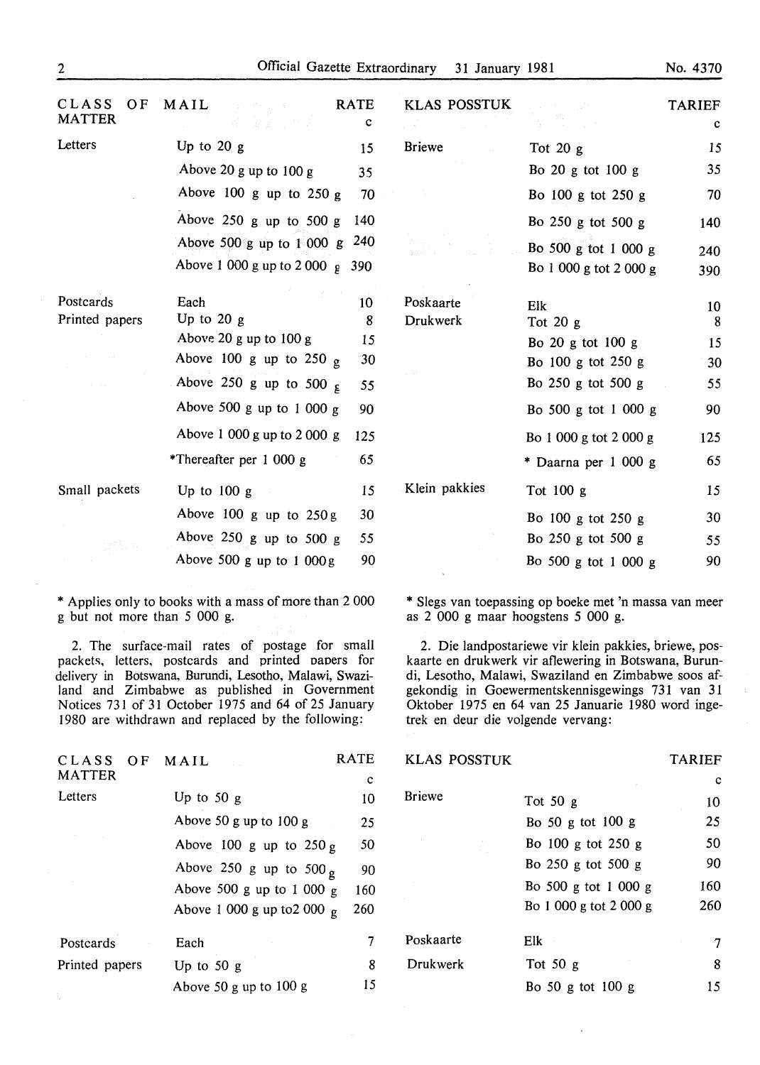| CLASS OF MATTER | MAIL | RATE c |
|---|---|---|
| Letters | Up to 20 g | 15 |
| | Above 20 g up to 100 g | 35 |
| | Above 100 g up to 250 g | 70 |
| | Above 250 g up to 500 g | 140 |
| | Above 500 g up to 1 000 g | 240 |
| | Above 1 000 g up to 2 000 g | 390 |
| Postcards | Each | 10 |
| Printed papers | Up to 20 g | 8 |
| | Above 20 g up to 100 g | 15 |
| | Above 100 g up to 250 g | 30 |
| | Above 250 g up to 500 g | 55 |
| | Above 500 g up to 1 000 g | 90 |
| | Above 1 000 g up to 2 000 g | 125 |
| | *Thereafter per 1 000 g | 65 |
| Small packets | Up to 100 g | 15 |
| | Above 100 g up to 250 g | 30 |
| | Above 250 g up to 500 g | 55 |
| | Above 500 g up to 1 000 g | 90 |

* Applies only to books with a mass of more than 2 000 g but not more than 5 000 g.

2. The surface-mail rates of postage for small packets, letters, postcards and printed papers for delivery in Botswana, Burundi, Lesotho, Malawi, Swaziland and Zimbabwe as published in Government Notices 731 of 31 October 1975 and 64 of 25 January 1980 are withdrawn and replaced by the following:

| CLASS OF MATTER | MAIL | RATE c |
|---|---|---|
| Letters | Up to 50 g | 10 |
| | Above 50 g up to 100 g | 25 |
| | Above 100 g up to 250 g | 50 |
| | Above 250 g up to 500 g | 90 |
| | Above 500 g up to 1 000 g | 160 |
| | Above 1 000 g up to2 000 g | 260 |
| Postcards | Each | 7 |
| Printed papers | Up to 50 g | 8 |
| | Above 50 g up to 100 g | 15 |

| KLAS POSSTUK | | TARIEF c |
|---|---|---|
| Briewe | Tot 20 g | 15 |
| | Bo 20 g tot 100 g | 35 |
| | Bo 100 g tot 250 g | 70 |
| | Bo 250 g tot 500 g | 140 |
| | Bo 500 g tot 1 000 g | 240 |
| | Bo 1 000 g tot 2 000 g | 390 |
| Poskaarte | Elk | 10 |
| Drukwerk | Tot 20 g | 8 |
| | Bo 20 g tot 100 g | 15 |
| | Bo 100 g tot 250 g | 30 |
| | Bo 250 g tot 500 g | 55 |
| | Bo 500 g tot 1 000 g | 90 |
| | Bo 1 000 g tot 2 000 g | 125 |
| | * Daarna per 1 000 g | 65 |
| Klein pakkies | Tot 100 g | 15 |
| | Bo 100 g tot 250 g | 30 |
| | Bo 250 g tot 500 g | 55 |
| | Bo 500 g tot 1 000 g | 90 |

* Slegs van toepassing op boeke met 'n massa van meer as 2 000 g maar hoogstens 5 000 g.

2. Die landpostariewe vir klein pakkies, briewe, poskaarte en drukwerk vir aflewering in Botswana, Burundi, Lesotho, Malawi, Swaziland en Zimbabwe soos afgekondig in Goewermentskennisgewings 731 van 31 Oktober 1975 en 64 van 25 Januarie 1980 word ingetrek en deur die volgende vervang:

| KLAS POSSTUK | | TARIEF c |
|---|---|---|
| Briewe | Tot 50 g | 10 |
| | Bo 50 g tot 100 g | 25 |
| | Bo 100 g tot 250 g | 50 |
| | Bo 250 g tot 500 g | 90 |
| | Bo 500 g tot 1 000 g | 160 |
| | Bo 1 000 g tot 2 000 g | 260 |
| Poskaarte | Elk | 7 |
| Drukwerk | Tot 50 g | 8 |
| | Bo 50 g tot 100 g | 15 |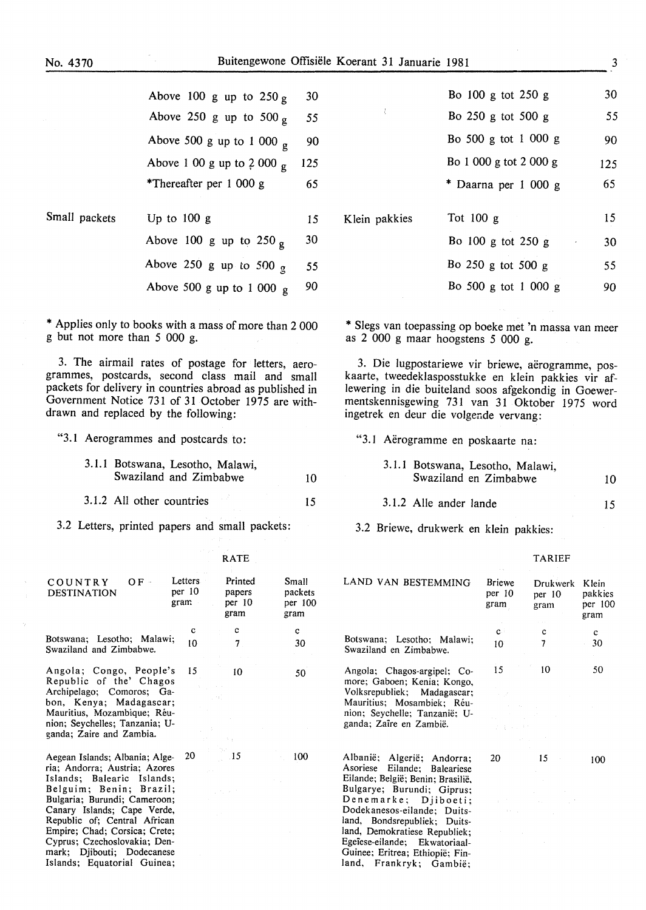| | | |
|---|---|---|
| | Above 100 g up to 250 g | 30 |
| | Above 250 g up to 500 g | 55 |
| | Above 500 g up to 1 000 g | 90 |
| | Above 1 00 g up to 2 000 g | 125 |
| | *Thereafter per 1 000 g | 65 |
| Small packets | Up to 100 g | 15 |
| | Above 100 g up to 250 g | 30 |
| | Above 250 g up to 500 g | 55 |
| | Above 500 g up to 1 000 g | 90 |

\* Applies only to books with a mass of more than 2 000 g but not more than 5 000 g.

3. The airmail rates of postage for letters, aerogrammes, postcards, second class mail and small packets for delivery in countries abroad as published in Government Notice 731 of 31 October 1975 are withdrawn and replaced by the following:

"3.1 Aerogrammes and postcards to:

| | |
|---|---|
| 3.1.1 Botswana, Lesotho, Malawi, Swaziland and Zimbabwe | 10 |
| 3.1.2 All other countries | 15 |

3.2 Letters, printed papers and small packets:

| COUNTRY OF DESTINATION | RATE | | |
|---|---|---|---|
| | Letters per 10 gram | Printed papers per 10 gram | Small packets per 100 gram |
| | c | c | c |
| Botswana; Lesotho; Malawi; Swaziland and Zimbabwe. | 10 | 7 | 30 |
| Angola; Congo, People's Republic of the' Chagos Archipelago; Comoros; Gabon, Kenya; Madagascar; Mauritius, Mozambique; Réunion; Seychelles; Tanzania; Uganda; Zaire and Zambia. | 15 | 10 | 50 |
| Aegean Islands; Albania; Algeria; Andorra; Austria; Azores Islands; Balearic Islands; Belguim; Benin; Brazil; Bulgaria; Burundi; Cameroon; Canary Islands; Cape Verde, Republic of; Central African Empire; Chad; Corsica; Crete; Cyprus; Czechoslovakia; Denmark; Djibouti; Dodecanese Islands; Equatorial Guinea; | 20 | 15 | 100 |

| | | |
|---|---|---|
| | Bo 100 g tot 250 g | 30 |
| | Bo 250 g tot 500 g | 55 |
| | Bo 500 g tot 1 000 g | 90 |
| | Bo 1 000 g tot 2 000 g | 125 |
| | * Daarna per 1 000 g | 65 |
| Klein pakkies | Tot 100 g | 15 |
| | Bo 100 g tot 250 g | 30 |
| | Bo 250 g tot 500 g | 55 |
| | Bo 500 g tot 1 000 g | 90 |

\* Slegs van toepassing op boeke met 'n massa van meer as 2 000 g maar hoogstens 5 000 g.

3. Die lugpostariewe vir briewe, aërogramme, poskaarte, tweedeklasposstukke en klein pakkies vir aflewering in die buiteland soos afgekondig in Goewermentskennisgewing 731 van 31 Oktober 1975 word ingetrek en deur die volgende vervang:

"3.1 Aërogramme en poskaarte na:

| | |
|---|---|
| 3.1.1 Botswana, Lesotho, Malawi, Swaziland en Zimbabwe | 10 |
| 3.1.2 Alle ander lande | 15 |

3.2 Briewe, drukwerk en klein pakkies:

| LAND VAN BESTEMMING | TARIEF | | |
|---|---|---|---|
| | Briewe per 10 gram | Drukwerk per 10 gram | Klein pakkies per 100 gram |
| | c | c | c |
| Botswana; Lesotho; Malawi; Swaziland en Zimbabwe. | 10 | 7 | 30 |
| Angola; Chagos-argipel; Comore; Gaboen; Kenia; Kongo, Volksrepubliek; Madagaskar; Mauritius; Mosambiek; Réunion; Seychelle; Tanzanië; Uganda; Zaïre en Zambië. | 15 | 10 | 50 |
| Albanië; Algerië; Andorra; Asoriese Eilande; Baleariese Eilande; België; Benin; Brasilië, Bulgarye; Burundi; Giprus; Denemarke; Djiboeti; Dodekanesos-eilande; Duitsland, Bondsrepubliek; Duitsland, Demokratiese Republiek; Egeïese-eilande; Ekwatoriaal-Guinee; Eritrea; Ethiopië; Finland, Frankryk; Gambië; | 20 | 15 | 100 |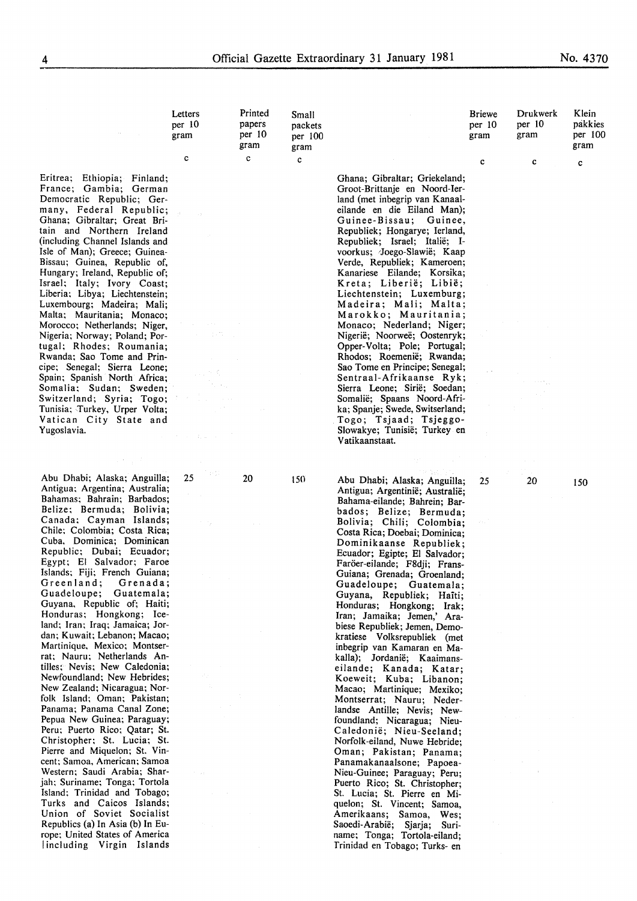| | Letters per 10 gram | Printed papers per 10 gram | Small packets per 100 gram | | Briewe per 10 gram | Drukwerk per 10 gram | Klein pakkies per 100 gram |
|---|---|---|---|---|---|---|---|
| | c | c | c | | c | c | c |
| Eritrea; Ethiopia; Finland; France; Gambia; German Democratic Republic; Germany, Federal Republic; Ghana; Gibraltar; Great Britain and Northern Ireland (including Channel Islands and Isle of Man); Greece; Guinea-Bissau; Guinea, Republic of, Hungary; Ireland, Republic of; Israel; Italy; Ivory Coast; Liberia; Libya; Liechtenstein; Luxembourg; Madeira; Mali; Malta; Mauritania; Monaco; Morocco; Netherlands; Niger, Nigeria; Norway; Poland; Portugal; Rhodes; Roumania; Rwanda; Sao Tome and Principe; Senegal; Sierra Leone; Spain; Spanish North Africa; Somalia; Sudan; Sweden; Switzerland; Syria; Togo; Tunisia; Turkey, Urper Volta; Vatican City State and Yugoslavia. | | | | Ghana; Gibraltar; Griekeland; Groot-Brittanje en Noord-Ierland (met inbegrip van Kanaaleilande en die Eiland Man); Guinee-Bissau; Guinee, Republiek; Hongarye; Ierland, Republiek; Israel; Italië; I-voorkus; Joego-Slawië; Kaap Verde, Republiek; Kameroen; Kanariese Eilande; Korsika; Kreta; Liberië; Libië; Liechtenstein; Luxemburg; Madeira; Mali; Malta; Marokko; Mauritania; Monaco; Nederland; Niger; Nigerië; Noorweë; Oostenryk; Opper-Volta; Pole; Portugal; Rhodos; Roemenië; Rwanda; Sao Tome en Principe; Senegal; Sentraal-Afrikaanse Ryk; Sierra Leone; Sirië; Soedan; Somalië; Spaans Noord-Afrika; Spanje; Swede, Switserland; Togo; Tsjaad; Tsjeggo-Slowakye; Tunisië; Turkey en Vatikaanstaat. | | | |
| Abu Dhabi; Alaska; Anguilla; Antigua; Argentina; Australia; Bahamas; Bahrain; Barbados; Belize; Bermuda; Bolivia; Canada; Cayman Islands; Chile; Colombia; Costa Rica; Cuba, Dominica; Dominican Republic; Dubai; Ecuador; Egypt; El Salvador; Faroe Islands; Fiji; French Guiana; Greenland; Grenada; Guadeloupe; Guatemala; Guyana, Republic of; Haiti; Honduras; Hongkong; Iceland; Iran; Iraq; Jamaica; Jordan; Kuwait; Lebanon; Macao; Martinique, Mexico; Montserrat; Nauru; Netherlands Antilles; Nevis; New Caledonia; Newfoundland; New Hebrides; New Zealand; Nicaragua; Norfolk Island; Oman; Pakistan; Panama; Panama Canal Zone; Pepua New Guinea; Paraguay; Peru; Puerto Rico; Qatar; St. Christopher; St. Lucia; St. Pierre and Miquelon; St. Vincent; Samoa, American; Samoa Western; Saudi Arabia; Sharjah; Suriname; Tonga; Tortola Island; Trinidad and Tobago; Turks and Caicos Islands; Union of Soviet Socialist Republics (a) In Asia (b) In Europe; United States of America (including Virgin Islands | 25 | 20 | 150 | Abu Dhabi; Alaska; Anguilla; Antigua; Argentinië; Australië; Bahama-eilande; Bahrein; Barbados; Belize; Bermuda; Bolivia; Chili; Colombia; Costa Rica; Doebai; Dominica; Dominikaanse Republiek; Ecuador; Egipte; El Salvador; Faröer-eilande; F8dji; Frans-Guiana; Grenada; Groenland; Guadeloupe; Guatemala; Guyana, Republiek; Haïti; Honduras; Hongkong; Irak; Iran; Jamaika; Jemen,' Arabiese Republiek; Jemen, Demokratiese Volksrepubliek (met inbegrip van Kamaran en Makalla); Jordanië; Kaaimanseilande; Kanada; Katar; Koeweit; Kuba; Libanon; Macao; Martinique; Mexiko; Montserrat; Nauru; Nederlandse Antille; Nevis; Newfoundland; Nicaragua; Nieu-Caledonië; Nieu-Seeland; Norfolk-eiland, Nuwe Hebride; Oman; Pakistan; Panama; Panamakanaalsone; Papoea-Nieu-Guinee; Paraguay; Peru; Puerto Rico; St. Christopher; St. Lucia; St. Pierre en Miquelon; St. Vincent; Samoa, Amerikaans; Samoa, Wes; Saoedi-Arabië; Sjarja; Suriname; Tonga; Tortola-eiland; Trinidad en Tobago; Turks- en | 25 | 20 | 150 |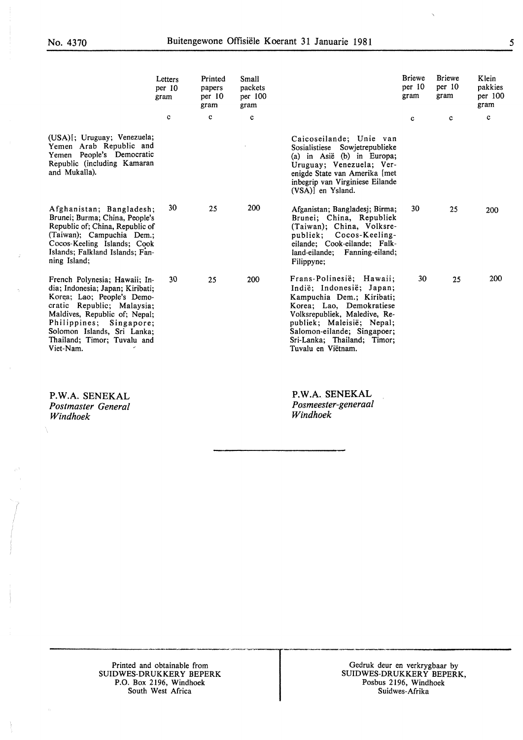| | Letters per 10 gram | Printed papers per 10 gram | Small packets per 100 gram |
|---|---|---|---|
| | c | c | c |
| (USA)[; Uruguay; Venezuela; Yemen Arab Republic and Yemen People's Democratic Republic (including Kamaran and Mukalla). | | | |
| Afghanistan; Bangladesh; Brunei; Burma; China, People's Republic of; China, Republic of (Taiwan); Campuchia Dem.; Cocos-Keeling Islands; Cook Islands; Falkland Islands; Fanning Island; | 30 | 25 | 200 |
| French Polynesia; Hawaii; India; Indonesia; Japan; Kiribati; Korea; Lao; People's Democratic Republic; Malaysia; Maldives, Republic of; Nepal; Philippines; Singapore; Solomon Islands, Sri Lanka; Thailand; Timor; Tuvalu and Viet-Nam. | 30 | 25 | 200 |

P.W.A. SENEKAL
*Postmaster General*
*Windhoek*

| | Briewe per 10 gram | Briewe per 10 gram | Klein pakkies per 100 gram |
|---|---|---|---|
| | c | c | c |
| Caicoseilande; Unie van Sosialistiese Sowjetrepublieke (a) in Asië (b) in Europa; Uruguay; Venezuela; Verenigde State van Amerika [met inbegrip van Virginiese Eilande (VSA)] en Ysland. | | | |
| Afganistan; Bangladesj; Birma; Brunei; China, Republiek (Taiwan); China, Volksrepubliek; Cocos-Keeling-eilande; Cook-eilande; Falkland-eilande; Fanning-eiland; Filippyne; | 30 | 25 | 200 |
| Frans-Polinesië; Hawaii; Indië; Indonesië; Japan; Kampuchia Dem.; Kiribati; Korea; Lao, Demokratiese Volksrepubliek, Maledive, Republiek; Maleisië; Nepal; Salomon-eilande; Singapoer; Sri-Lanka; Thailand; Timor; Tuvalu en Viëtnam. | 30 | 25 | 200 |

P.W.A. SENEKAL
*Posmeester-generaal*
*Windhoek*

---

Printed and obtainable from
SUIDWES-DRUKKERY BEPERK
P.O. Box 2196, Windhoek
South West Africa

Gedruk deur en verkrygbaar by
SUIDWES-DRUKKERY BEPERK,
Posbus 2196, Windhoek
Suidwes-Afrika